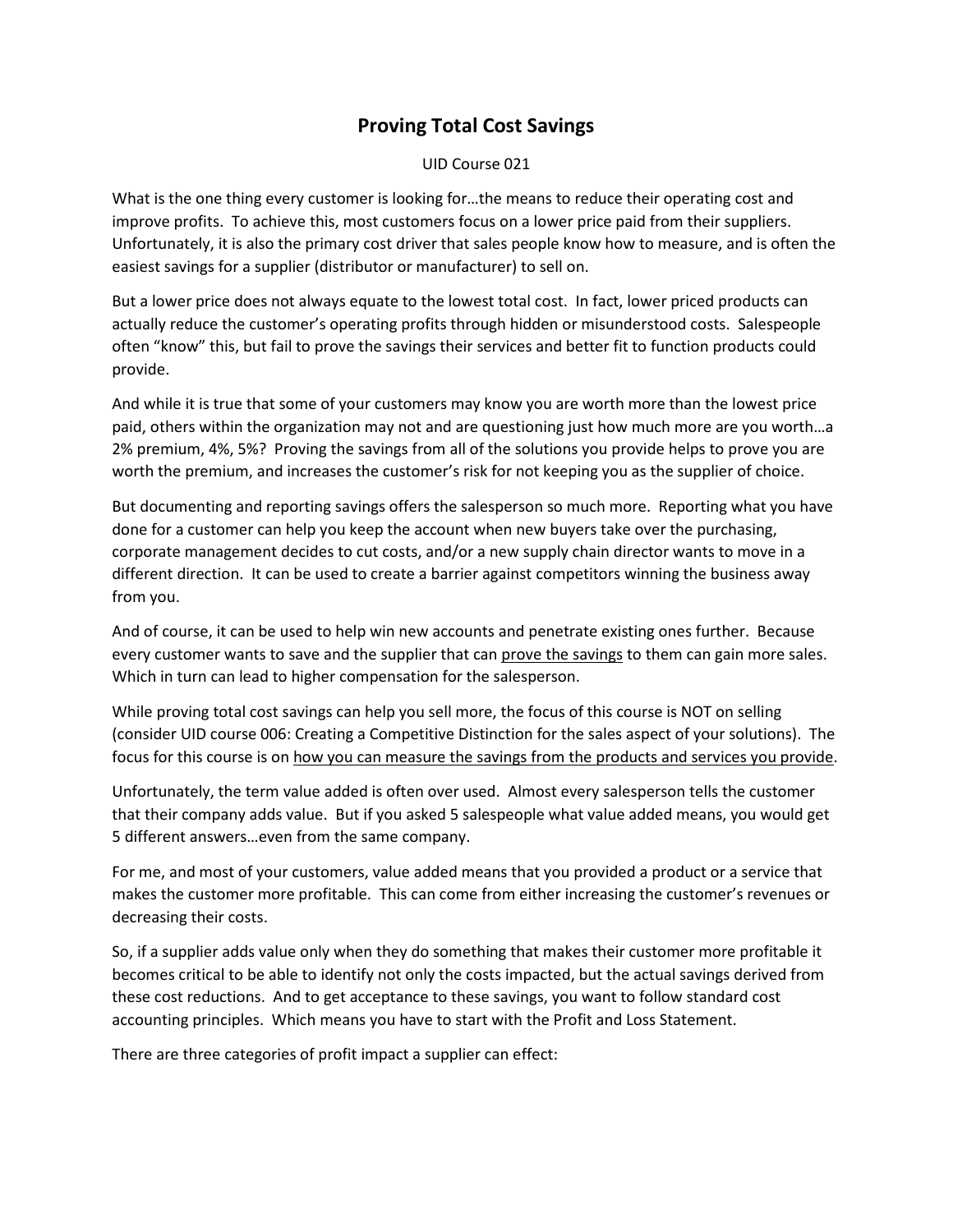# Proving Total Cost Savings

UID Course 021

What is the one thing every customer is looking for…the means to reduce their operating cost and improve profits. To achieve this, most customers focus on a lower price paid from their suppliers. Unfortunately, it is also the primary cost driver that sales people know how to measure, and is often the easiest savings for a supplier (distributor or manufacturer) to sell on.

But a lower price does not always equate to the lowest total cost. In fact, lower priced products can actually reduce the customer's operating profits through hidden or misunderstood costs. Salespeople often "know" this, but fail to prove the savings their services and better fit to function products could provide.

And while it is true that some of your customers may know you are worth more than the lowest price paid, others within the organization may not and are questioning just how much more are you worth…a 2% premium, 4%, 5%? Proving the savings from all of the solutions you provide helps to prove you are worth the premium, and increases the customer's risk for not keeping you as the supplier of choice.

But documenting and reporting savings offers the salesperson so much more. Reporting what you have done for a customer can help you keep the account when new buyers take over the purchasing, corporate management decides to cut costs, and/or a new supply chain director wants to move in a different direction. It can be used to create a barrier against competitors winning the business away from you.

And of course, it can be used to help win new accounts and penetrate existing ones further. Because every customer wants to save and the supplier that can <u>prove the savings</u> to them can gain more sales. Which in turn can lead to higher compensation for the salesperson.

While proving total cost savings can help you sell more, the focus of this course is NOT on selling (consider UID course 006: Creating a Competitive Distinction for the sales aspect of your solutions). The focus for this course is on <u>how you can measure the savings from the products and services you provide</u>.

Unfortunately, the term value added is often over used. Almost every salesperson tells the customer that their company adds value. But if you asked 5 salespeople what value added means, you would get 5 different answers…even from the same company.

For me, and most of your customers, value added means that you provided a product or a service that makes the customer more profitable. This can come from either increasing the customer's revenues or decreasing their costs.

So, if a supplier adds value only when they do something that makes their customer more profitable it becomes critical to be able to identify not only the costs impacted, but the actual savings derived from these cost reductions. And to get acceptance to these savings, you want to follow standard cost accounting principles. Which means you have to start with the Profit and Loss Statement.

There are three categories of profit impact a supplier can effect: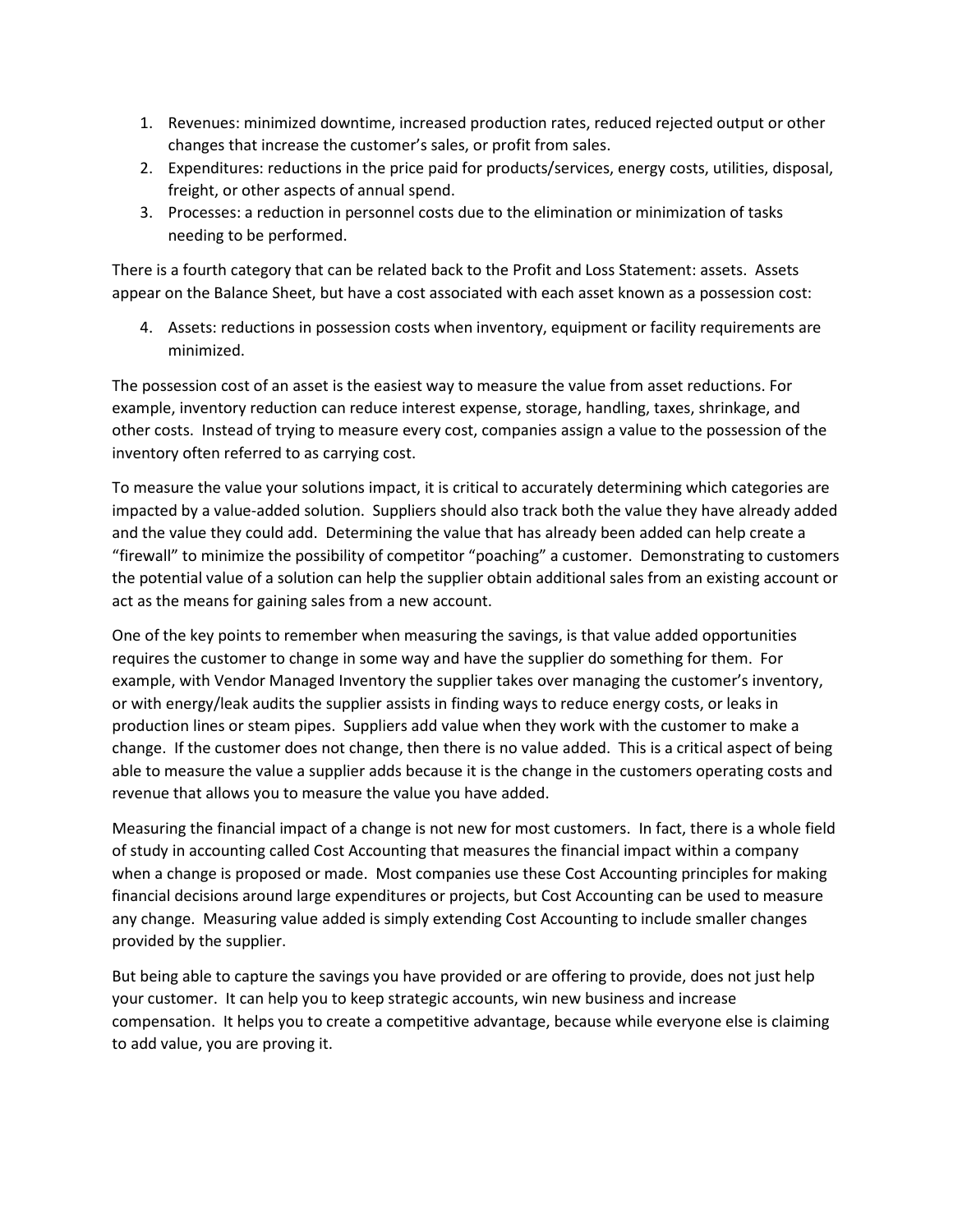1. Revenues: minimized downtime, increased production rates, reduced rejected output or other changes that increase the customer's sales, or profit from sales.
2. Expenditures: reductions in the price paid for products/services, energy costs, utilities, disposal, freight, or other aspects of annual spend.
3. Processes: a reduction in personnel costs due to the elimination or minimization of tasks needing to be performed.

There is a fourth category that can be related back to the Profit and Loss Statement: assets. Assets appear on the Balance Sheet, but have a cost associated with each asset known as a possession cost:

4. Assets: reductions in possession costs when inventory, equipment or facility requirements are minimized.

The possession cost of an asset is the easiest way to measure the value from asset reductions. For example, inventory reduction can reduce interest expense, storage, handling, taxes, shrinkage, and other costs. Instead of trying to measure every cost, companies assign a value to the possession of the inventory often referred to as carrying cost.

To measure the value your solutions impact, it is critical to accurately determining which categories are impacted by a value-added solution. Suppliers should also track both the value they have already added and the value they could add. Determining the value that has already been added can help create a "firewall" to minimize the possibility of competitor "poaching" a customer. Demonstrating to customers the potential value of a solution can help the supplier obtain additional sales from an existing account or act as the means for gaining sales from a new account.

One of the key points to remember when measuring the savings, is that value added opportunities requires the customer to change in some way and have the supplier do something for them. For example, with Vendor Managed Inventory the supplier takes over managing the customer's inventory, or with energy/leak audits the supplier assists in finding ways to reduce energy costs, or leaks in production lines or steam pipes. Suppliers add value when they work with the customer to make a change. If the customer does not change, then there is no value added. This is a critical aspect of being able to measure the value a supplier adds because it is the change in the customers operating costs and revenue that allows you to measure the value you have added.

Measuring the financial impact of a change is not new for most customers. In fact, there is a whole field of study in accounting called Cost Accounting that measures the financial impact within a company when a change is proposed or made. Most companies use these Cost Accounting principles for making financial decisions around large expenditures or projects, but Cost Accounting can be used to measure any change. Measuring value added is simply extending Cost Accounting to include smaller changes provided by the supplier.

But being able to capture the savings you have provided or are offering to provide, does not just help your customer. It can help you to keep strategic accounts, win new business and increase compensation. It helps you to create a competitive advantage, because while everyone else is claiming to add value, you are proving it.